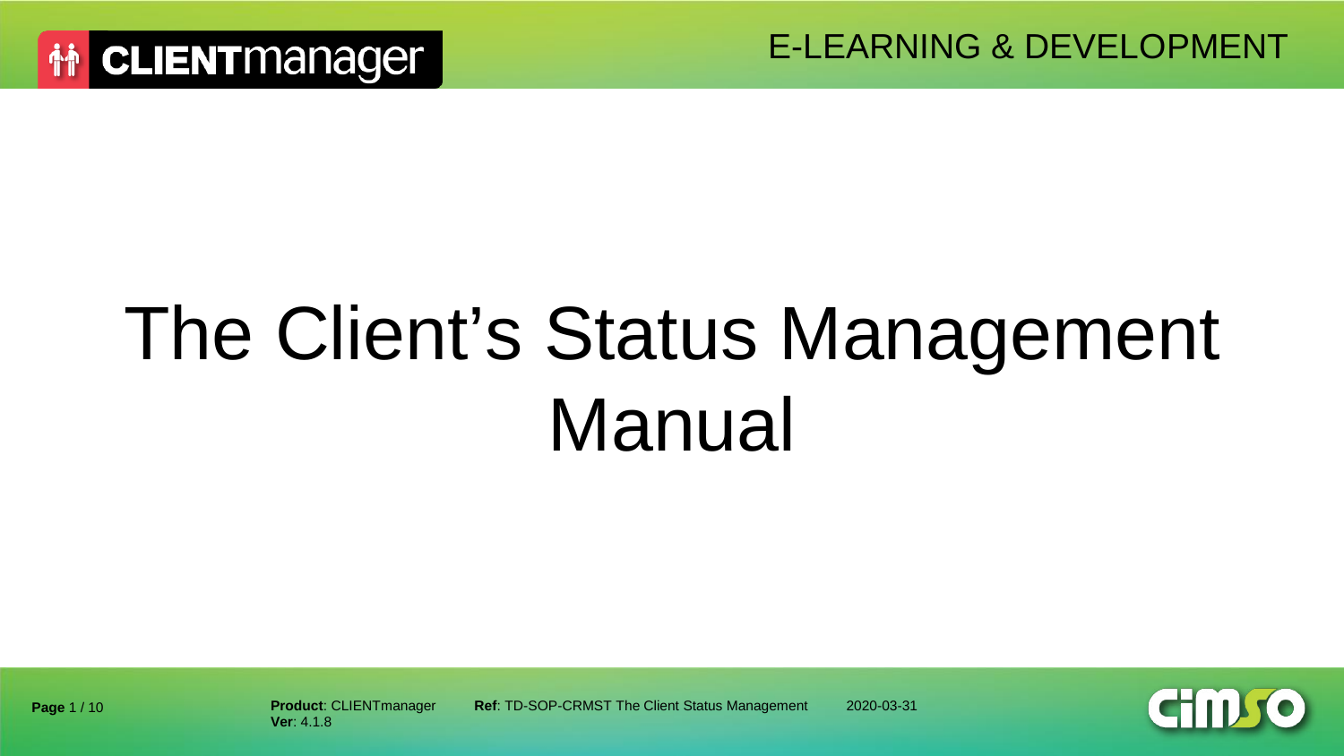# The Client's Status Management Manual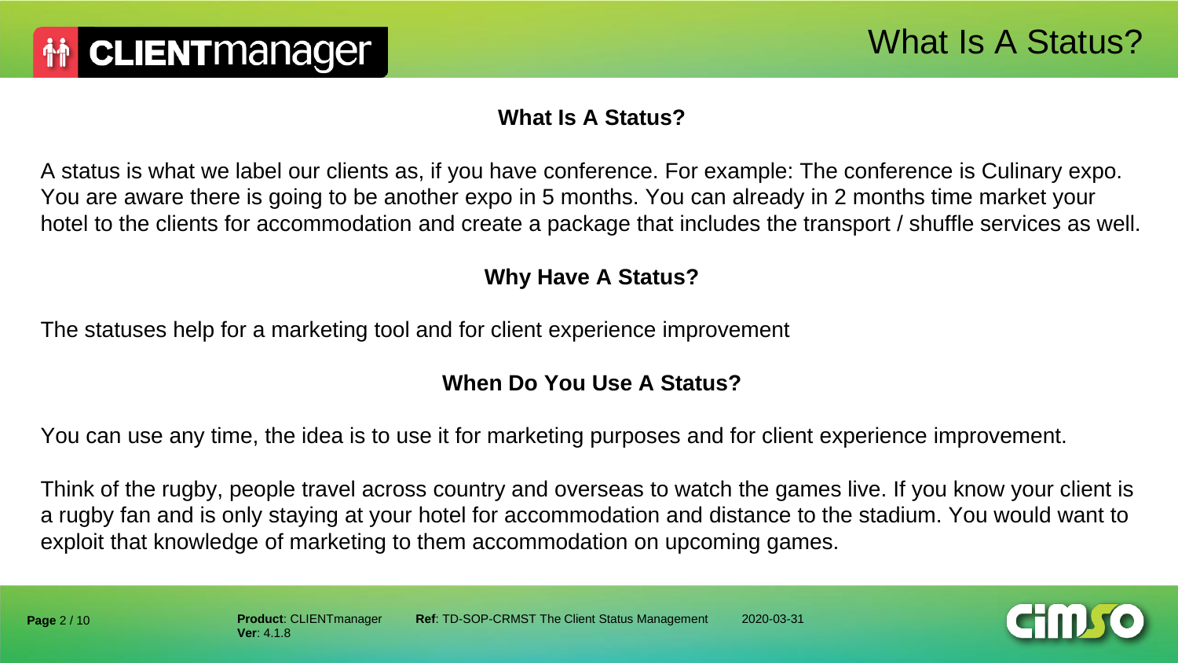## What Is A Status?

A status is what we label our clients as, if you have conference. For example: The conference is Culinary expo. You are aware there is going to be another expo in 5 months. You can already in 2 months time market your hotel to the clients for accommodation and create a package that includes the transport / shuffle services as well.

## Why Have A Status?

The statuses help for a marketing tool and for client experience improvement

## When Do You Use A Status?

You can use any time, the idea is to use it for marketing purposes and for client experience improvement.

Think of the rugby, people travel across country and overseas to watch the games live. If you know your client is a rugby fan and is only staying at your hotel for accommodation and distance to the stadium. You would want to exploit that knowledge of marketing to them accommodation on upcoming games.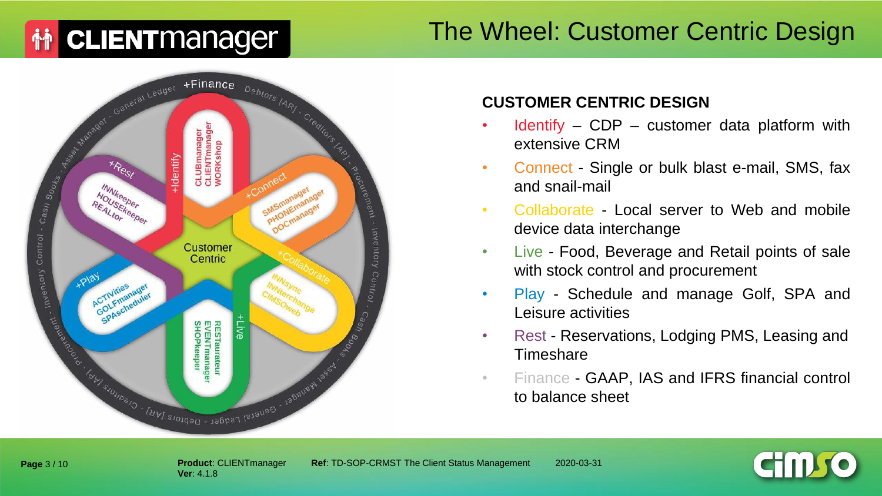# The Wheel: Customer Centric Design

Customer Centric

+Identify: CLUBmanager, CLIENTmanager, WORKshop

+Connect: SMSmanager, PHONEmanager, DOCmanager

+Collaborate: INNsync, INNterchange, CIMSOweb

+Live: RESTaurateur, EVENTmanager, SHOPkeeper

+Play: ACTIVities, GOLFmanager, SPAscheduler

+Rest: INNkeeper, HOUSEkeeper, REALtor

+Finance

General Ledger - Debtors [AR] - Creditors [AP] - Procurement - Inventory Control - Cash Books - Asset Manager

## CUSTOMER CENTRIC DESIGN

- Identify – CDP – customer data platform with extensive CRM
- Connect - Single or bulk blast e-mail, SMS, fax and snail-mail
- Collaborate - Local server to Web and mobile device data interchange
- Live - Food, Beverage and Retail points of sale with stock control and procurement
- Play - Schedule and manage Golf, SPA and Leisure activities
- Rest - Reservations, Lodging PMS, Leasing and Timeshare
- Finance - GAAP, IAS and IFRS financial control to balance sheet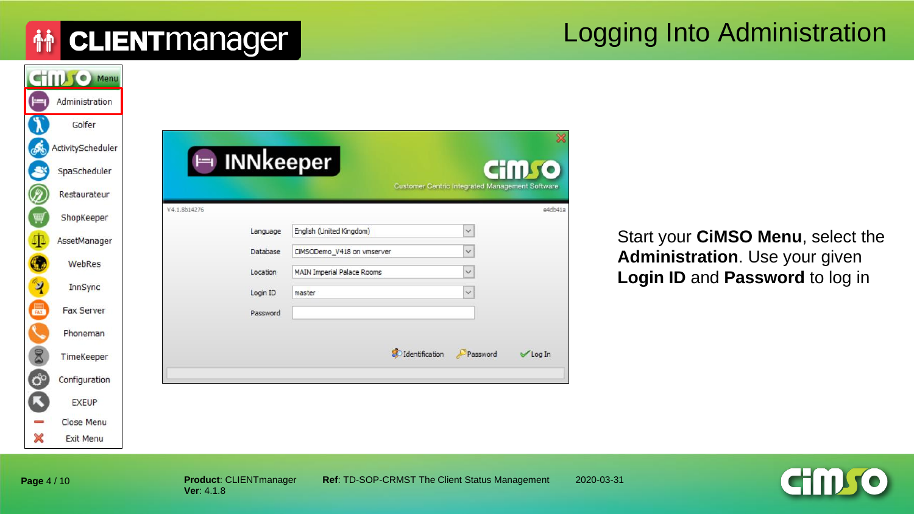# Logging Into Administration

Start your **CiMSO Menu**, select the **Administration**. Use your given **Login ID** and **Password** to log in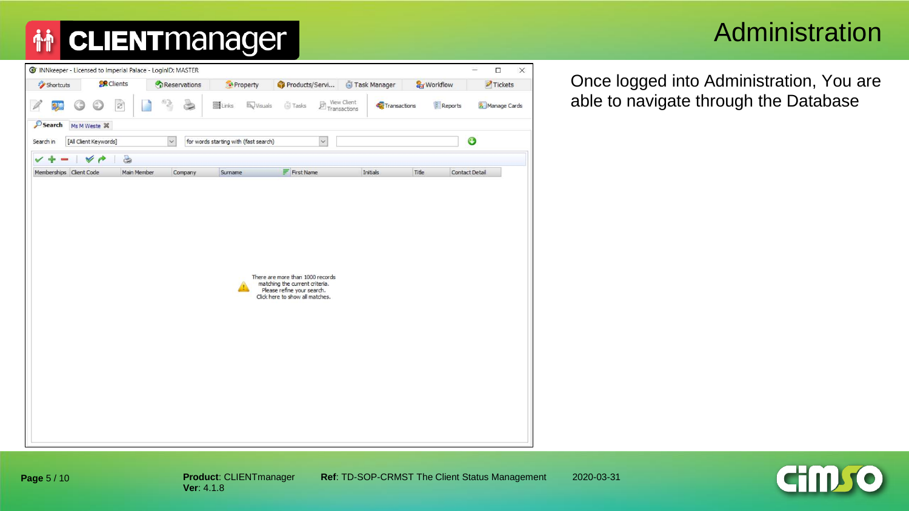# Administration

Once logged into Administration, You are able to navigate through the Database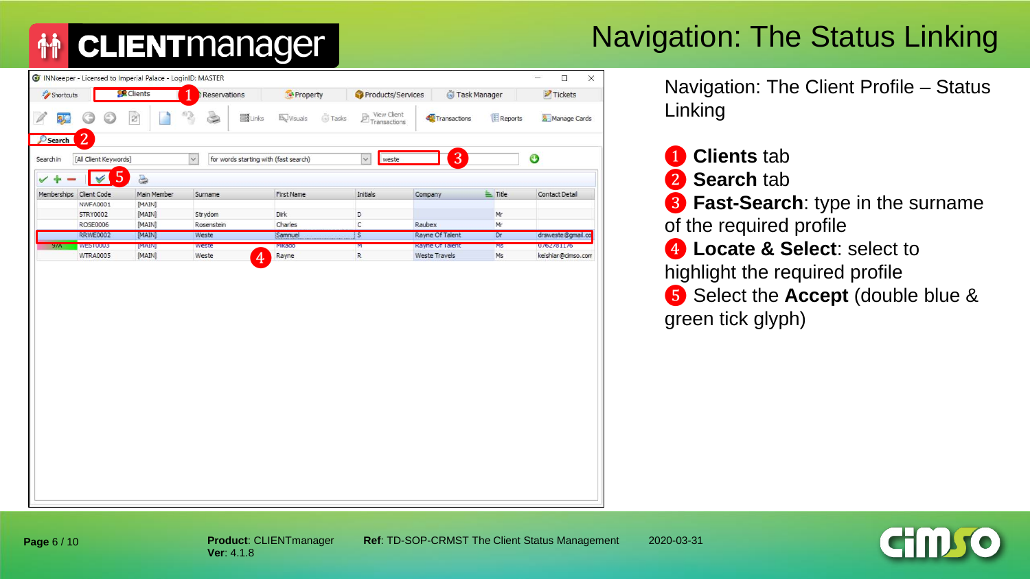# Navigation: The Status Linking

Navigation: The Client Profile – Status Linking

1. **Clients** tab
2. **Search** tab
3. **Fast-Search**: type in the surname of the required profile
4. **Locate & Select**: select to highlight the required profile
5. Select the **Accept** (double blue & green tick glyph)

**Product**: CLIENTmanager
**Ver**: 4.1.8

**Ref**: TD-SOP-CRMST The Client Status Management

2020-03-31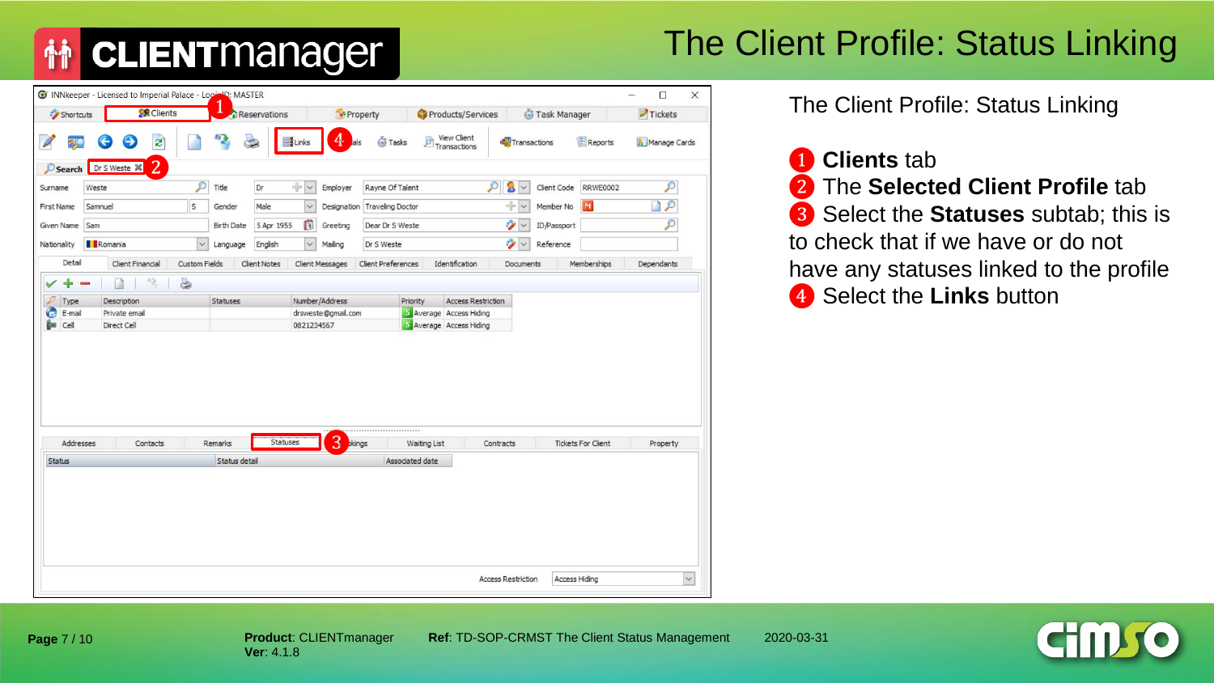# The Client Profile: Status Linking

The Client Profile: Status Linking

1. **Clients** tab
2. The **Selected Client Profile** tab
3. Select the **Statuses** subtab; this is to check that if we have or do not have any statuses linked to the profile
4. Select the **Links** button

**Product**: CLIENTmanager
**Ver**: 4.1.8

**Ref**: TD-SOP-CRMST The Client Status Management

2020-03-31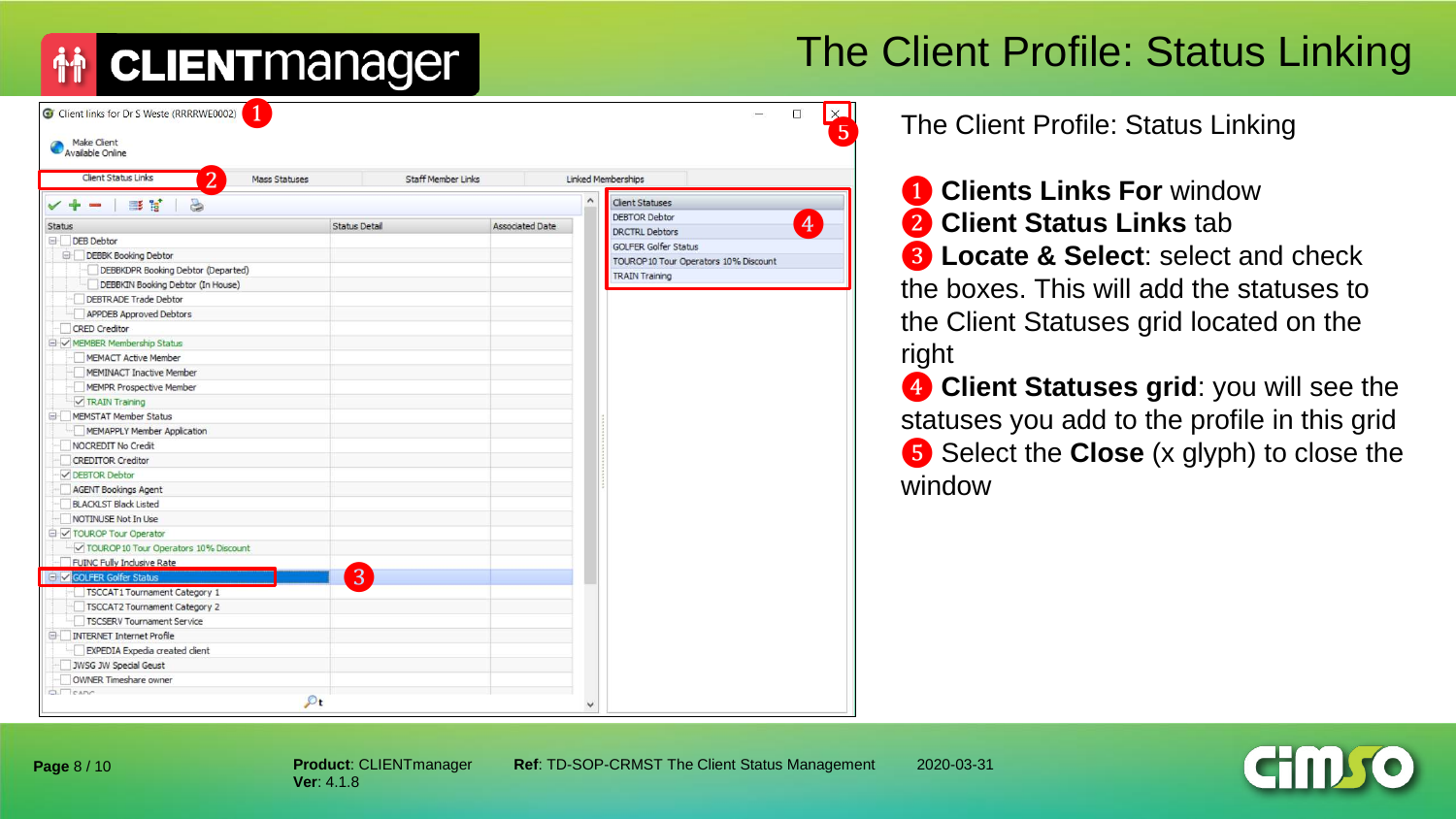# The Client Profile: Status Linking

The Client Profile: Status Linking

1. **Clients Links For** window
2. **Client Status Links** tab
3. **Locate & Select**: select and check the boxes. This will add the statuses to the Client Statuses grid located on the right
4. **Client Statuses grid**: you will see the statuses you add to the profile in this grid
5. Select the **Close** (x glyph) to close the window

**Product**: CLIENTmanager
**Ver**: 4.1.8

**Ref**: TD-SOP-CRMST The Client Status Management

2020-03-31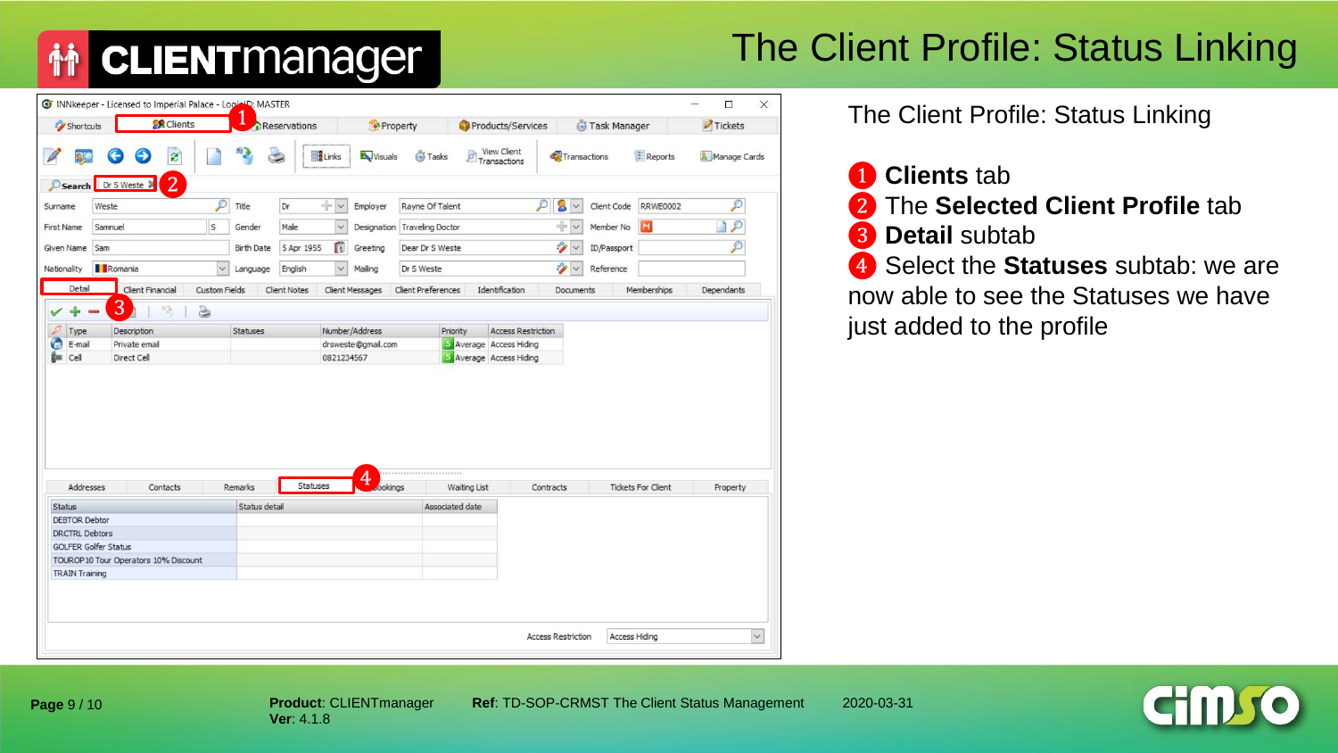# The Client Profile: Status Linking

The Client Profile: Status Linking

1. **Clients** tab
2. The **Selected Client Profile** tab
3. **Detail** subtab
4. Select the **Statuses** subtab: we are now able to see the Statuses we have just added to the profile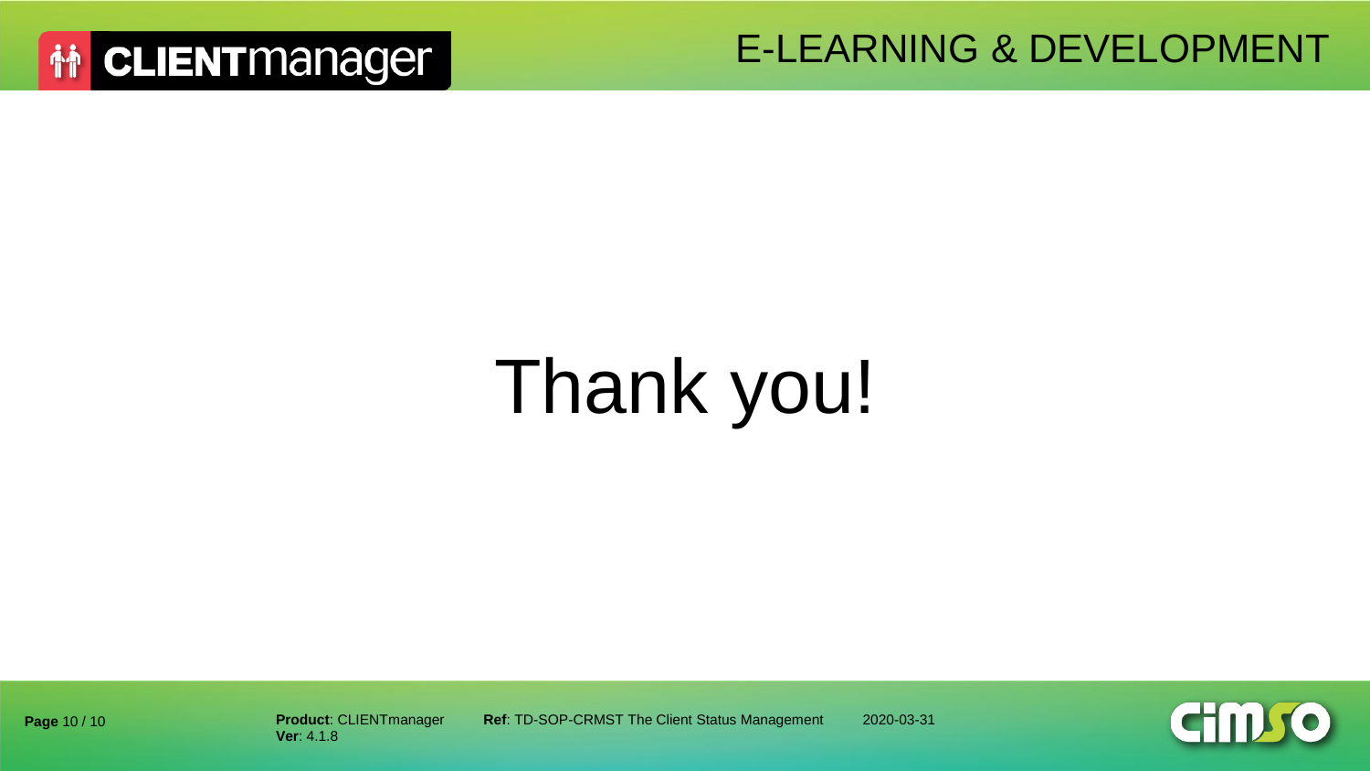# Thank you!